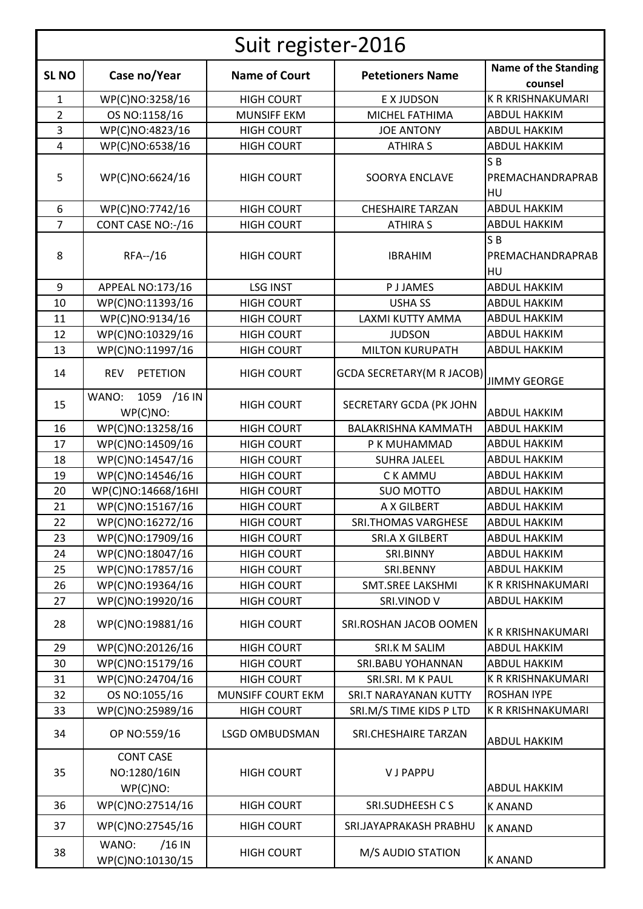# Suit register-2016

| SL NO | Case no/Year | Name of Court | Petetioners Name | Name of the Standing counsel |
|---|---|---|---|---|
| 1 | WP(C)NO:3258/16 | HIGH COURT | E X JUDSON | K R KRISHNAKUMARI |
| 2 | OS NO:1158/16 | MUNSIFF EKM | MICHEL FATHIMA | ABDUL HAKKIM |
| 3 | WP(C)NO:4823/16 | HIGH COURT | JOE ANTONY | ABDUL HAKKIM |
| 4 | WP(C)NO:6538/16 | HIGH COURT | ATHIRA S | ABDUL HAKKIM |
| 5 | WP(C)NO:6624/16 | HIGH COURT | SOORYA ENCLAVE | S B PREMACHANDRAPRABHU |
| 6 | WP(C)NO:7742/16 | HIGH COURT | CHESHAIRE TARZAN | ABDUL HAKKIM |
| 7 | CONT CASE NO:-/16 | HIGH COURT | ATHIRA S | ABDUL HAKKIM |
| 8 | RFA--/16 | HIGH COURT | IBRAHIM | S B PREMACHANDRAPRABHU |
| 9 | APPEAL NO:173/16 | LSG INST | P J JAMES | ABDUL HAKKIM |
| 10 | WP(C)NO:11393/16 | HIGH COURT | USHA SS | ABDUL HAKKIM |
| 11 | WP(C)NO:9134/16 | HIGH COURT | LAXMI KUTTY AMMA | ABDUL HAKKIM |
| 12 | WP(C)NO:10329/16 | HIGH COURT | JUDSON | ABDUL HAKKIM |
| 13 | WP(C)NO:11997/16 | HIGH COURT | MILTON KURUPATH | ABDUL HAKKIM |
| 14 | REV PETETION | HIGH COURT | GCDA SECRETARY(M R JACOB) | JIMMY GEORGE |
| 15 | WANO: 1059 /16 IN WP(C)NO: | HIGH COURT | SECRETARY GCDA (PK JOHN | ABDUL HAKKIM |
| 16 | WP(C)NO:13258/16 | HIGH COURT | BALAKRISHNA KAMMATH | ABDUL HAKKIM |
| 17 | WP(C)NO:14509/16 | HIGH COURT | P K MUHAMMAD | ABDUL HAKKIM |
| 18 | WP(C)NO:14547/16 | HIGH COURT | SUHRA JALEEL | ABDUL HAKKIM |
| 19 | WP(C)NO:14546/16 | HIGH COURT | C K AMMU | ABDUL HAKKIM |
| 20 | WP(C)NO:14668/16HI | HIGH COURT | SUO MOTTO | ABDUL HAKKIM |
| 21 | WP(C)NO:15167/16 | HIGH COURT | A X GILBERT | ABDUL HAKKIM |
| 22 | WP(C)NO:16272/16 | HIGH COURT | SRI.THOMAS VARGHESE | ABDUL HAKKIM |
| 23 | WP(C)NO:17909/16 | HIGH COURT | SRI.A X GILBERT | ABDUL HAKKIM |
| 24 | WP(C)NO:18047/16 | HIGH COURT | SRI.BINNY | ABDUL HAKKIM |
| 25 | WP(C)NO:17857/16 | HIGH COURT | SRI.BENNY | ABDUL HAKKIM |
| 26 | WP(C)NO:19364/16 | HIGH COURT | SMT.SREE LAKSHMI | K R KRISHNAKUMARI |
| 27 | WP(C)NO:19920/16 | HIGH COURT | SRI.VINOD V | ABDUL HAKKIM |
| 28 | WP(C)NO:19881/16 | HIGH COURT | SRI.ROSHAN JACOB OOMEN | K R KRISHNAKUMARI |
| 29 | WP(C)NO:20126/16 | HIGH COURT | SRI.K M SALIM | ABDUL HAKKIM |
| 30 | WP(C)NO:15179/16 | HIGH COURT | SRI.BABU YOHANNAN | ABDUL HAKKIM |
| 31 | WP(C)NO:24704/16 | HIGH COURT | SRI.SRI. M K PAUL | K R KRISHNAKUMARI |
| 32 | OS NO:1055/16 | MUNSIFF COURT EKM | SRI.T NARAYANAN KUTTY | ROSHAN IYPE |
| 33 | WP(C)NO:25989/16 | HIGH COURT | SRI.M/S TIME KIDS P LTD | K R KRISHNAKUMARI |
| 34 | OP NO:559/16 | LSGD OMBUDSMAN | SRI.CHESHAIRE TARZAN | ABDUL HAKKIM |
| 35 | CONT CASE NO:1280/16IN WP(C)NO: | HIGH COURT | V J PAPPU | ABDUL HAKKIM |
| 36 | WP(C)NO:27514/16 | HIGH COURT | SRI.SUDHEESH C S | K ANAND |
| 37 | WP(C)NO:27545/16 | HIGH COURT | SRI.JAYAPRAKASH PRABHU | K ANAND |
| 38 | WANO: /16 IN WP(C)NO:10130/15 | HIGH COURT | M/S AUDIO STATION | K ANAND |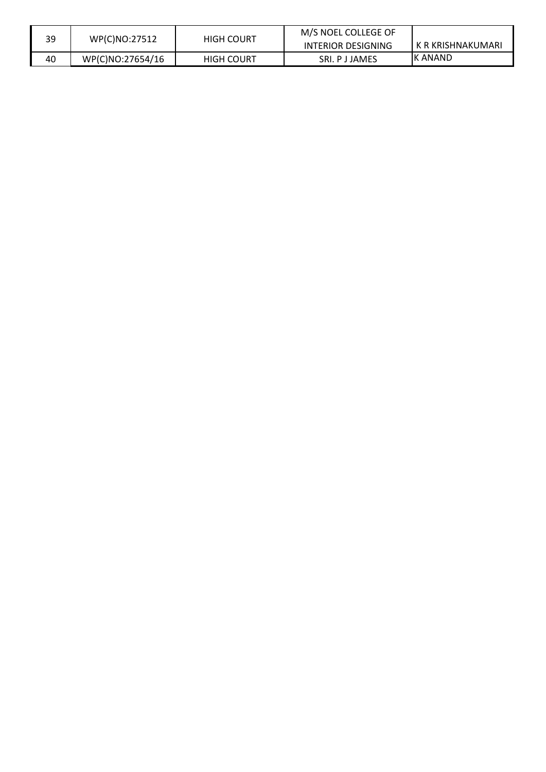| | | | | |
|---|---|---|---|---|
| 39 | WP(C)NO:27512 | HIGH COURT | M/S NOEL COLLEGE OF INTERIOR DESIGNING | K R KRISHNAKUMARI |
| 40 | WP(C)NO:27654/16 | HIGH COURT | SRI. P J JAMES | K ANAND |